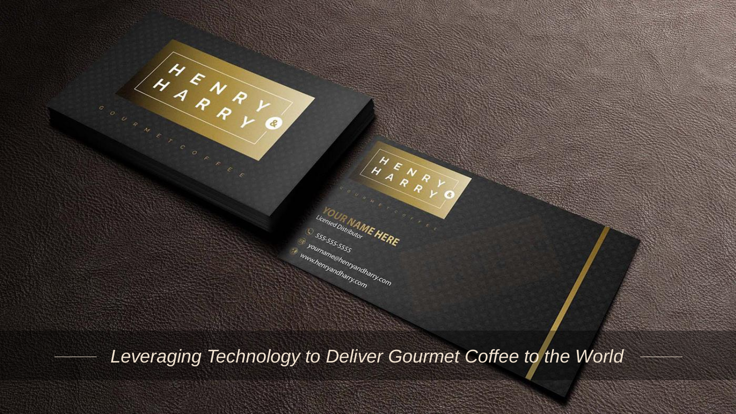*Leveraging Technology to Deliver Gourmet Coffee to the World*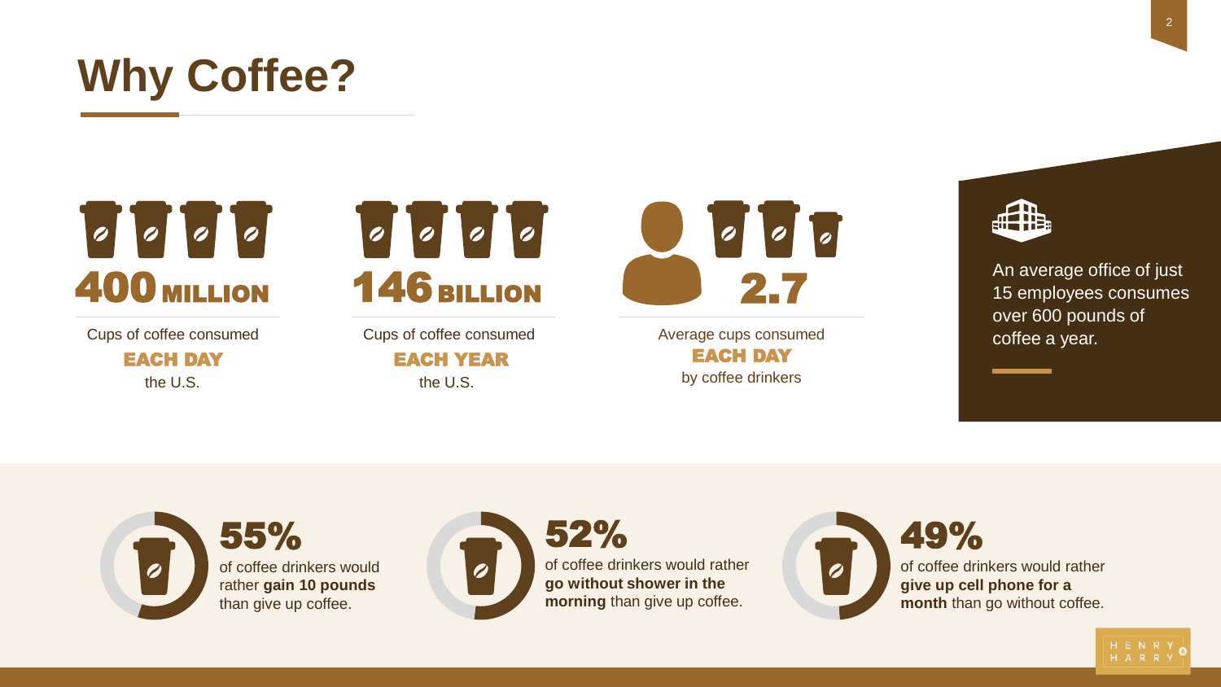# Why Coffee?

**400 MILLION**

Cups of coffee consumed **EACH DAY** the U.S.

**146 BILLION**

Cups of coffee consumed **EACH YEAR** the U.S.

**2.7**

Average cups consumed **EACH DAY** by coffee drinkers

An average office of just 15 employees consumes over 600 pounds of coffee a year.

**55%** of coffee drinkers would rather **gain 10 pounds** than give up coffee.

**52%** of coffee drinkers would rather **go without shower in the morning** than give up coffee.

**49%** of coffee drinkers would rather **give up cell phone for a month** than go without coffee.

HENRY & HARRY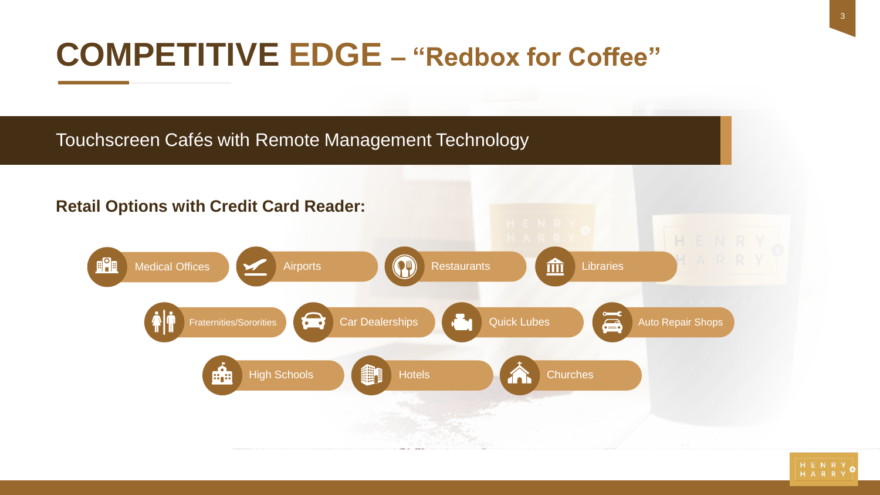# COMPETITIVE EDGE – "Redbox for Coffee"

## Touchscreen Cafés with Remote Management Technology

**Retail Options with Credit Card Reader:**

- Medical Offices
- Airports
- Restaurants
- Libraries
- Fraternities/Sororities
- Car Dealerships
- Quick Lubes
- Auto Repair Shops
- High Schools
- Hotels
- Churches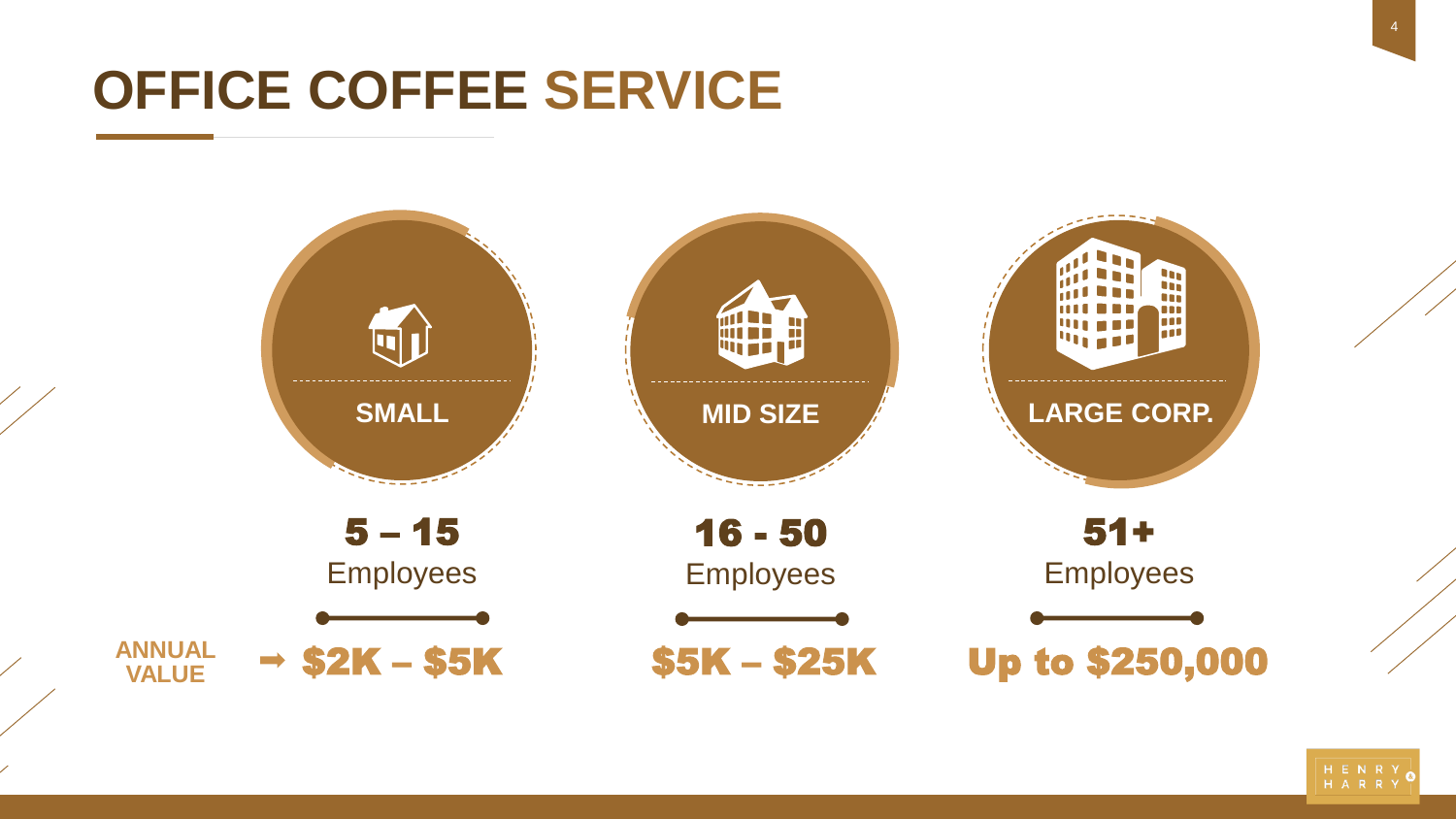# OFFICE COFFEE SERVICE

| | SMALL | MID SIZE | LARGE CORP. |
|---|---|---|---|
| | **5 – 15** Employees | **16 - 50** Employees | **51+** Employees |
| **ANNUAL VALUE** → | **$2K – $5K** | **$5K – $25K** | **Up to $250,000** |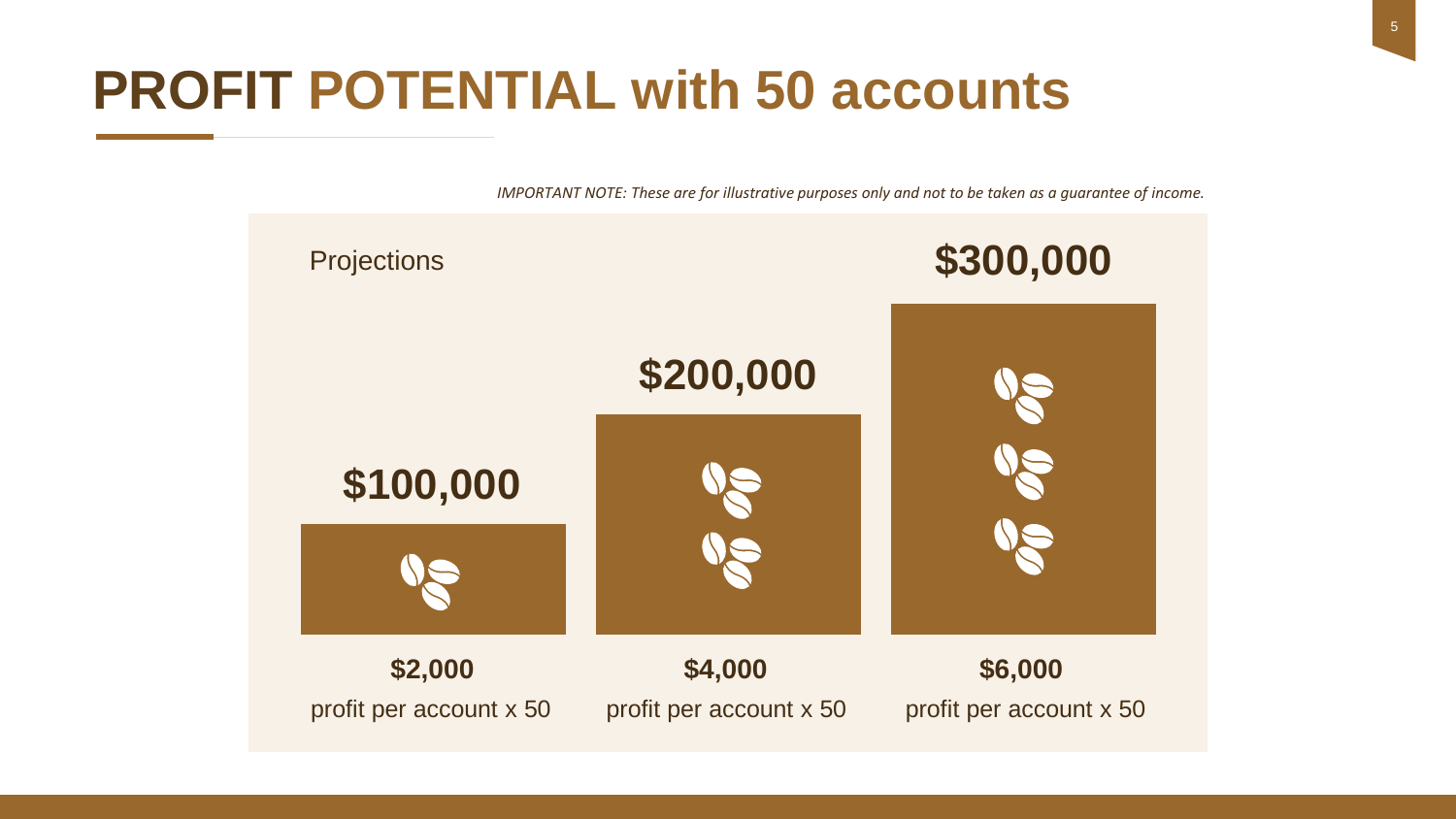# PROFIT POTENTIAL with 50 accounts

*IMPORTANT NOTE: These are for illustrative purposes only and not to be taken as a guarantee of income.*

Projections

| **$100,000** | **$200,000** | **$300,000** |
| --- | --- | --- |
| **$2,000** | **$4,000** | **$6,000** |
| profit per account x 50 | profit per account x 50 | profit per account x 50 |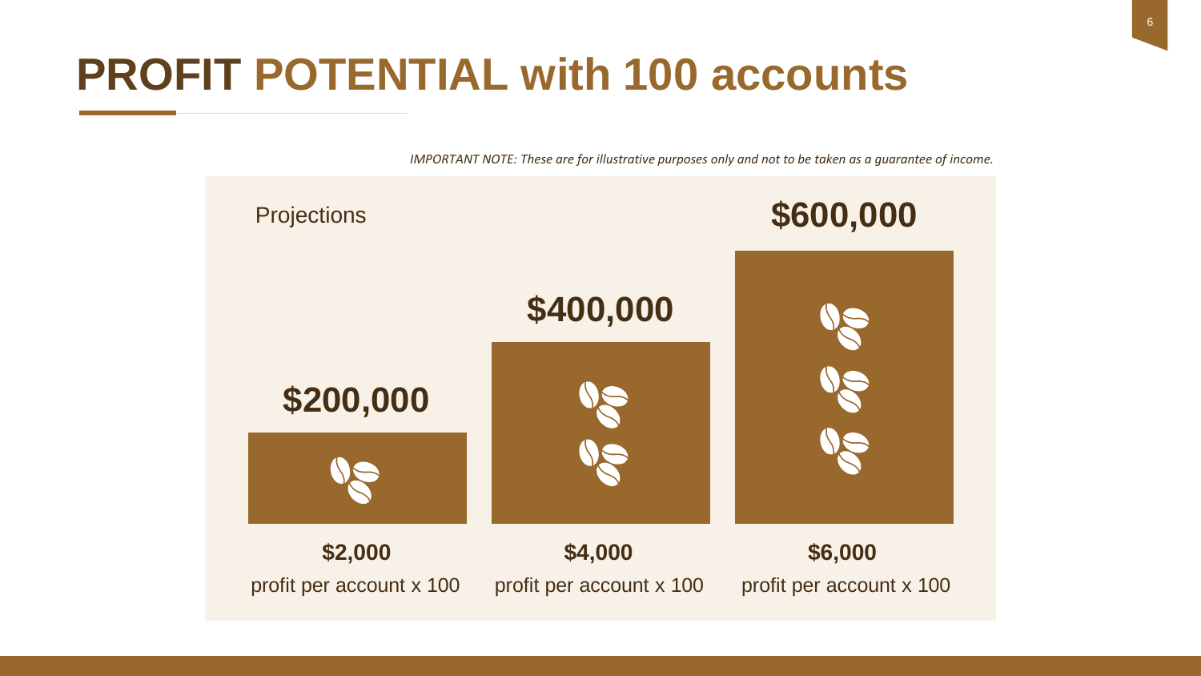# PROFIT POTENTIAL with 100 accounts

*IMPORTANT NOTE: These are for illustrative purposes only and not to be taken as a guarantee of income.*

Projections

| $200,000 | $400,000 | $600,000 |
| --- | --- | --- |
| **$2,000** profit per account x 100 | **$4,000** profit per account x 100 | **$6,000** profit per account x 100 |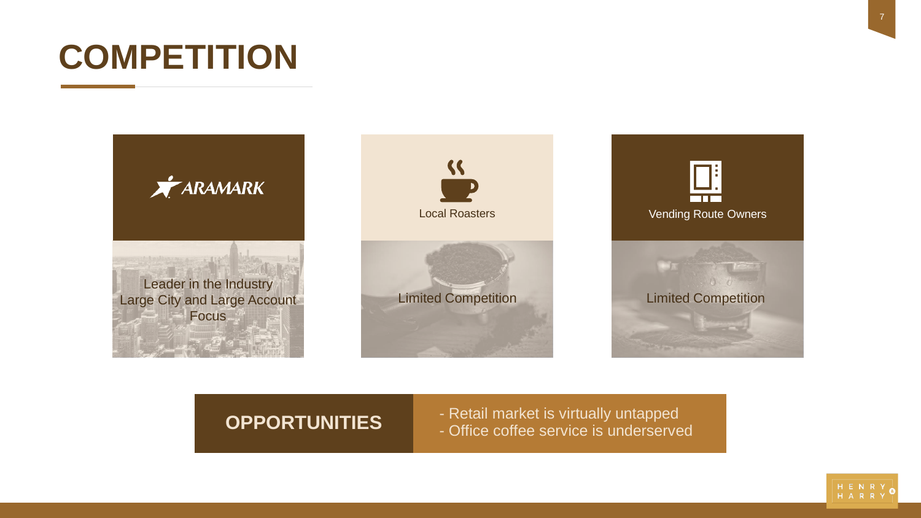# COMPETITION

ARAMARK

Leader in the Industry
Large City and Large Account Focus

Local Roasters

Limited Competition

Vending Route Owners

Limited Competition

**OPPORTUNITIES**

- Retail market is virtually untapped
- Office coffee service is underserved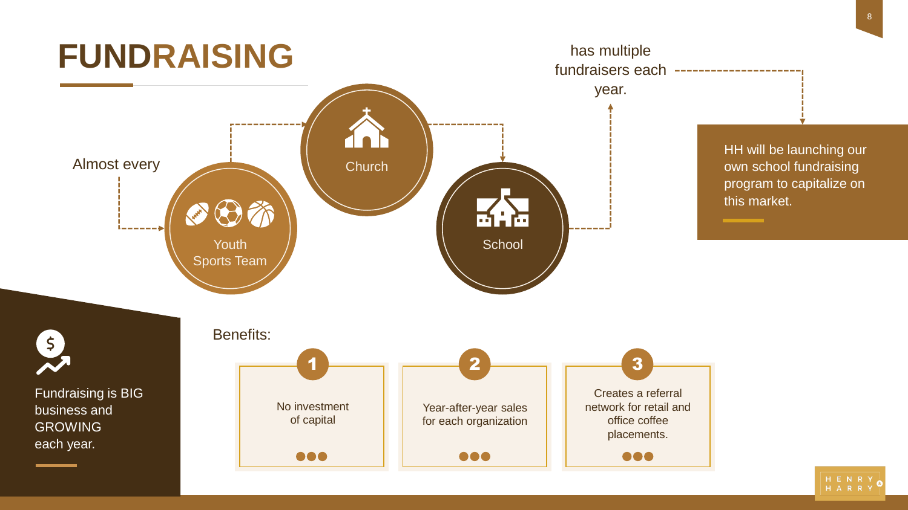# FUNDRAISING

Almost every

Youth Sports Team

Church

School

has multiple fundraisers each year.

HH will be launching our own school fundraising program to capitalize on this market.

Fundraising is BIG business and GROWING each year.

Benefits:

1. No investment of capital
2. Year-after-year sales for each organization
3. Creates a referral network for retail and office coffee placements.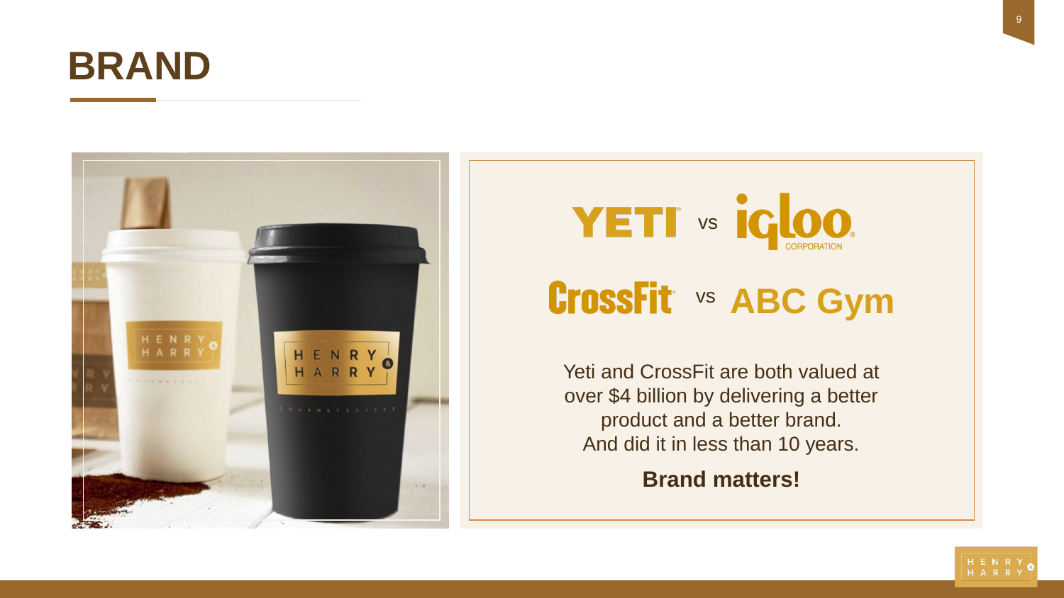# BRAND

YETI vs igloo CORPORATION

CrossFit vs ABC Gym

Yeti and CrossFit are both valued at over $4 billion by delivering a better product and a better brand. And did it in less than 10 years.

**Brand matters!**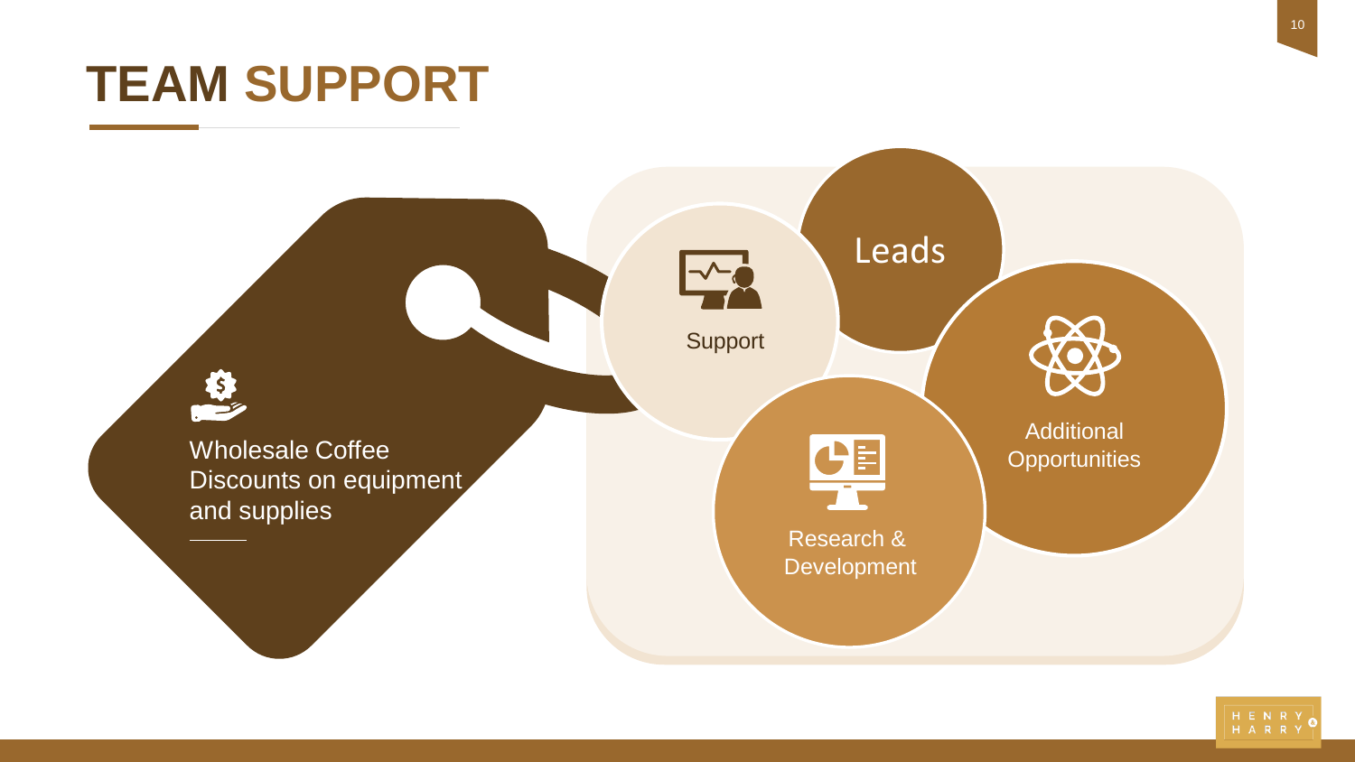# TEAM SUPPORT

Wholesale Coffee Discounts on equipment and supplies

- Support
- Leads
- Additional Opportunities
- Research & Development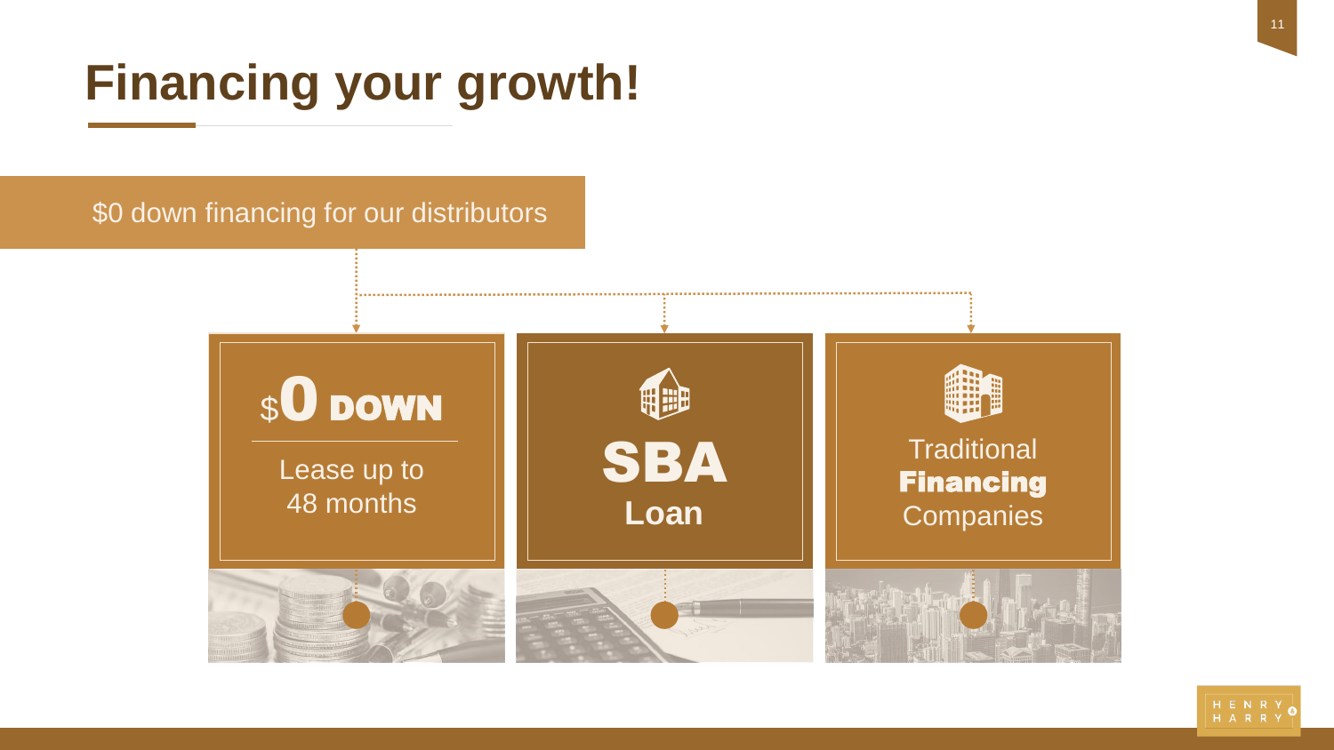# Financing your growth!

$0 down financing for our distributors

**$0 DOWN**

Lease up to 48 months

**SBA Loan**

Traditional **Financing** Companies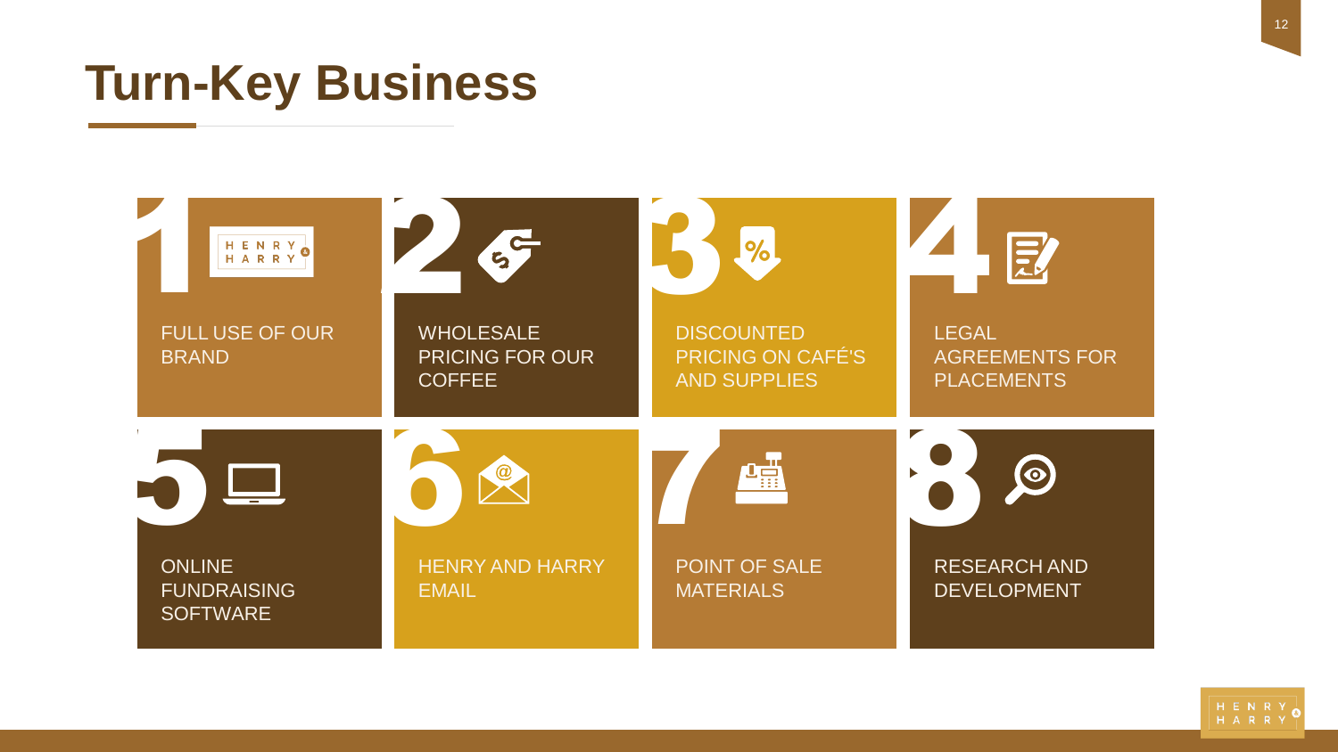# Turn-Key Business

1. FULL USE OF OUR BRAND
2. WHOLESALE PRICING FOR OUR COFFEE
3. DISCOUNTED PRICING ON CAFÉ'S AND SUPPLIES
4. LEGAL AGREEMENTS FOR PLACEMENTS
5. ONLINE FUNDRAISING SOFTWARE
6. HENRY AND HARRY EMAIL
7. POINT OF SALE MATERIALS
8. RESEARCH AND DEVELOPMENT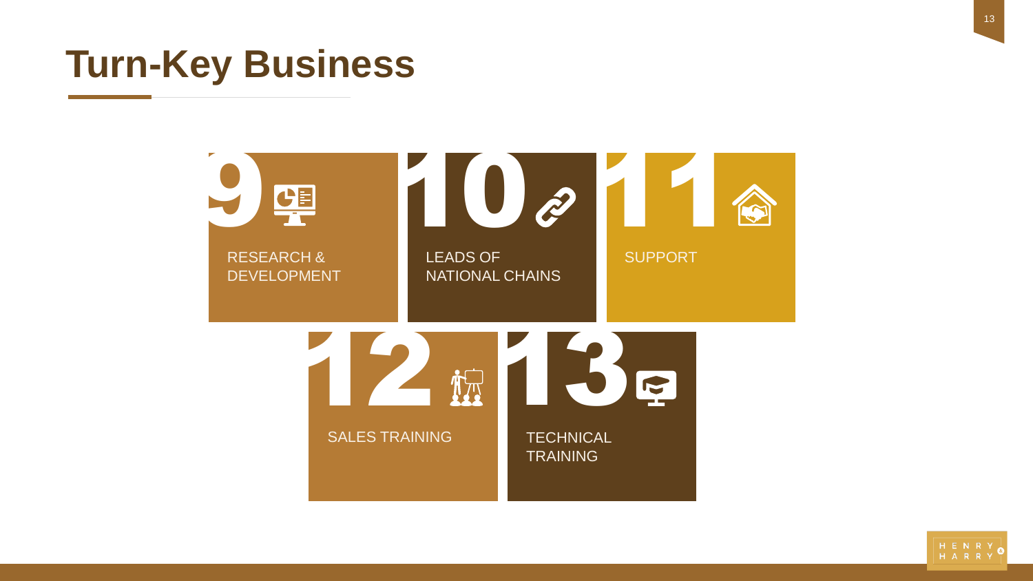# Turn-Key Business

9 RESEARCH & DEVELOPMENT

10 LEADS OF NATIONAL CHAINS

11 SUPPORT

12 SALES TRAINING

13 TECHNICAL TRAINING

HENRY & HARRY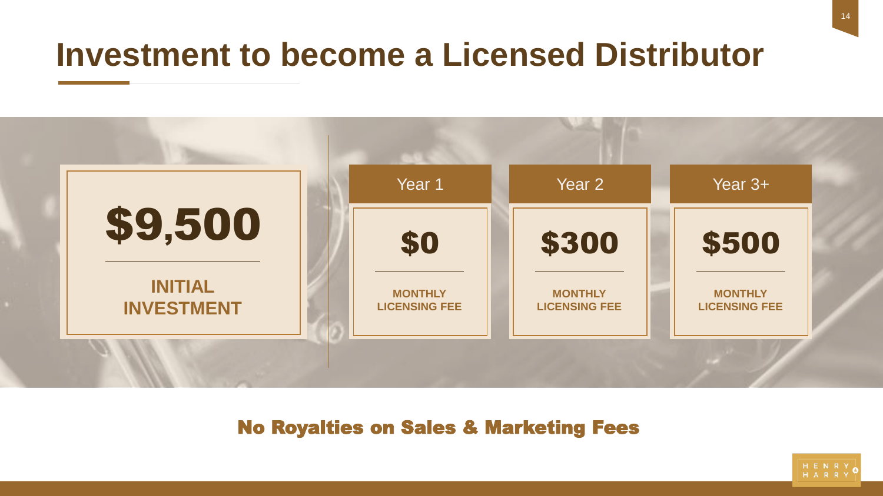# Investment to become a Licensed Distributor

**$9,500**

**INITIAL INVESTMENT**

| Year 1 | Year 2 | Year 3+ |
|---|---|---|
| **$0** | **$300** | **$500** |
| MONTHLY LICENSING FEE | MONTHLY LICENSING FEE | MONTHLY LICENSING FEE |

**No Royalties on Sales & Marketing Fees**